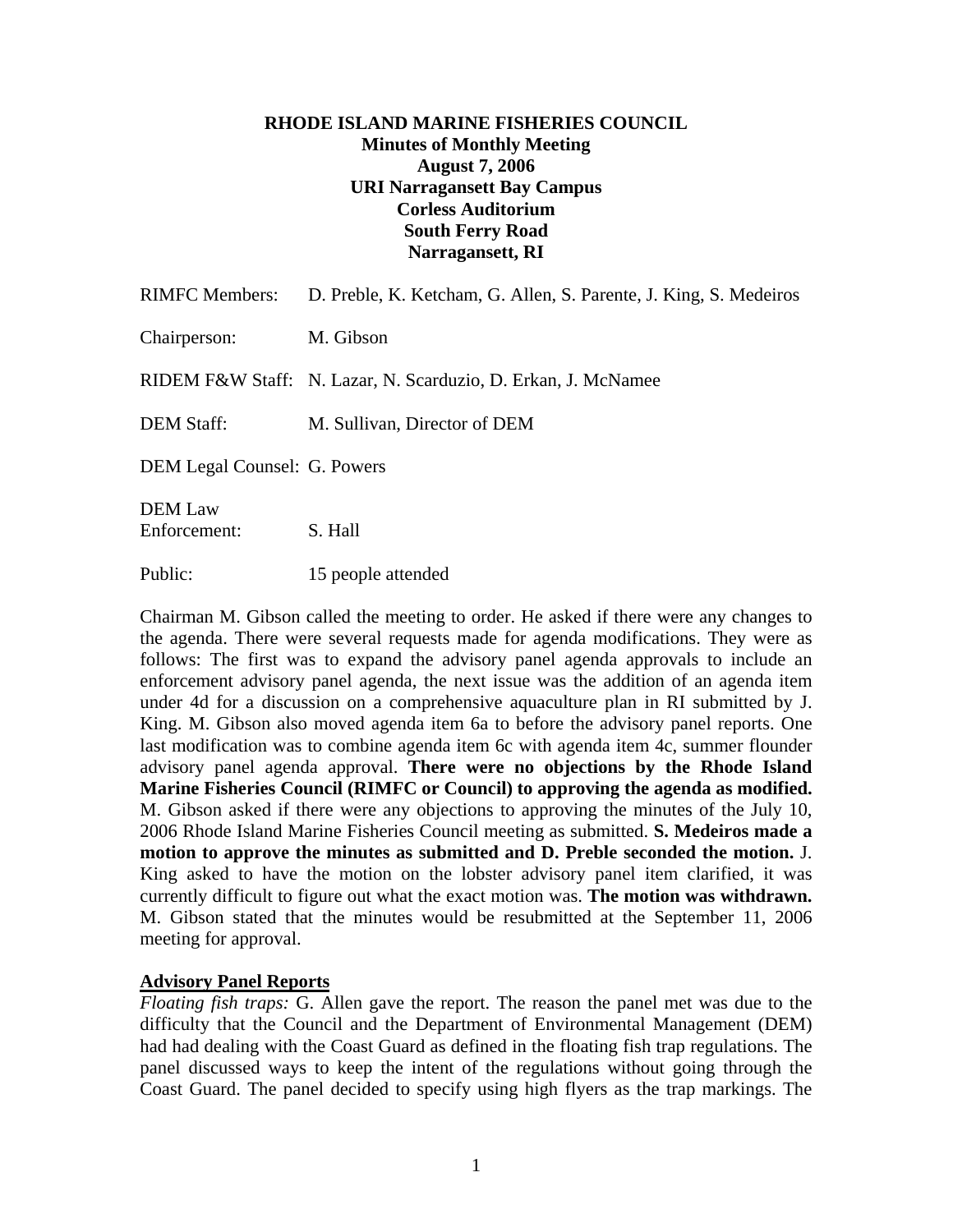**RHODE ISLAND MARINE FISHERIES COUNCIL**
**Minutes of Monthly Meeting**
**August 7, 2006**
**URI Narragansett Bay Campus**
**Corless Auditorium**
**South Ferry Road**
**Narragansett, RI**

RIMFC Members: D. Preble, K. Ketcham, G. Allen, S. Parente, J. King, S. Medeiros

Chairperson: M. Gibson

RIDEM F&W Staff: N. Lazar, N. Scarduzio, D. Erkan, J. McNamee

DEM Staff: M. Sullivan, Director of DEM

DEM Legal Counsel: G. Powers

DEM Law Enforcement: S. Hall

Public: 15 people attended

Chairman M. Gibson called the meeting to order. He asked if there were any changes to the agenda. There were several requests made for agenda modifications. They were as follows: The first was to expand the advisory panel agenda approvals to include an enforcement advisory panel agenda, the next issue was the addition of an agenda item under 4d for a discussion on a comprehensive aquaculture plan in RI submitted by J. King. M. Gibson also moved agenda item 6a to before the advisory panel reports. One last modification was to combine agenda item 6c with agenda item 4c, summer flounder advisory panel agenda approval. **There were no objections by the Rhode Island Marine Fisheries Council (RIMFC or Council) to approving the agenda as modified.** M. Gibson asked if there were any objections to approving the minutes of the July 10, 2006 Rhode Island Marine Fisheries Council meeting as submitted. **S. Medeiros made a motion to approve the minutes as submitted and D. Preble seconded the motion.** J. King asked to have the motion on the lobster advisory panel item clarified, it was currently difficult to figure out what the exact motion was. **The motion was withdrawn.** M. Gibson stated that the minutes would be resubmitted at the September 11, 2006 meeting for approval.

## Advisory Panel Reports

*Floating fish traps:* G. Allen gave the report. The reason the panel met was due to the difficulty that the Council and the Department of Environmental Management (DEM) had had dealing with the Coast Guard as defined in the floating fish trap regulations. The panel discussed ways to keep the intent of the regulations without going through the Coast Guard. The panel decided to specify using high flyers as the trap markings. The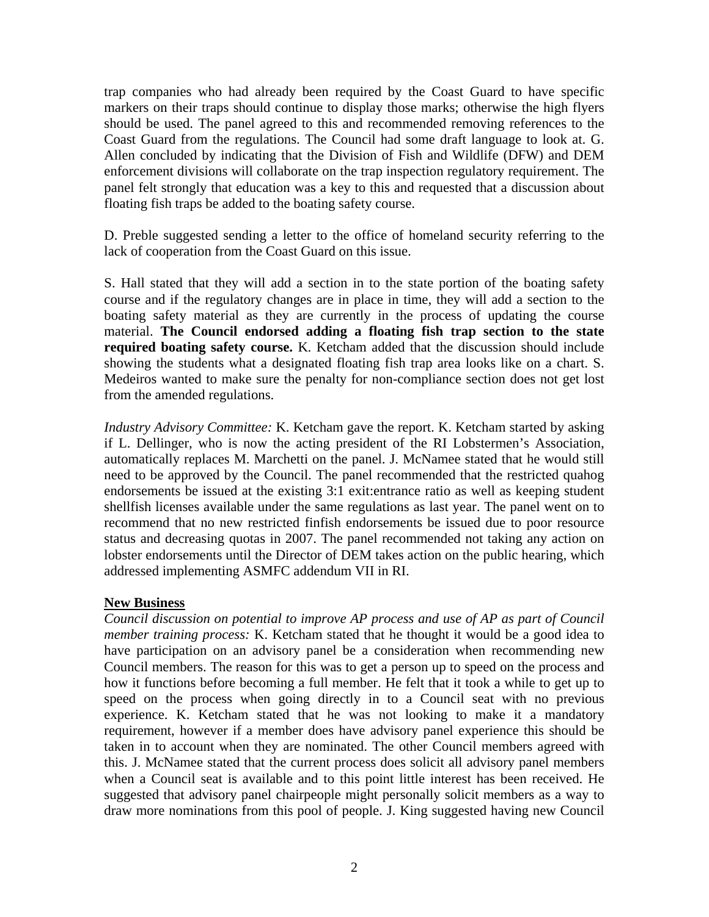trap companies who had already been required by the Coast Guard to have specific markers on their traps should continue to display those marks; otherwise the high flyers should be used. The panel agreed to this and recommended removing references to the Coast Guard from the regulations. The Council had some draft language to look at. G. Allen concluded by indicating that the Division of Fish and Wildlife (DFW) and DEM enforcement divisions will collaborate on the trap inspection regulatory requirement. The panel felt strongly that education was a key to this and requested that a discussion about floating fish traps be added to the boating safety course.

D. Preble suggested sending a letter to the office of homeland security referring to the lack of cooperation from the Coast Guard on this issue.

S. Hall stated that they will add a section in to the state portion of the boating safety course and if the regulatory changes are in place in time, they will add a section to the boating safety material as they are currently in the process of updating the course material. **The Council endorsed adding a floating fish trap section to the state required boating safety course.** K. Ketcham added that the discussion should include showing the students what a designated floating fish trap area looks like on a chart. S. Medeiros wanted to make sure the penalty for non-compliance section does not get lost from the amended regulations.

*Industry Advisory Committee:* K. Ketcham gave the report. K. Ketcham started by asking if L. Dellinger, who is now the acting president of the RI Lobstermen's Association, automatically replaces M. Marchetti on the panel. J. McNamee stated that he would still need to be approved by the Council. The panel recommended that the restricted quahog endorsements be issued at the existing 3:1 exit:entrance ratio as well as keeping student shellfish licenses available under the same regulations as last year. The panel went on to recommend that no new restricted finfish endorsements be issued due to poor resource status and decreasing quotas in 2007. The panel recommended not taking any action on lobster endorsements until the Director of DEM takes action on the public hearing, which addressed implementing ASMFC addendum VII in RI.

**<u>New Business</u>**

*Council discussion on potential to improve AP process and use of AP as part of Council member training process:* K. Ketcham stated that he thought it would be a good idea to have participation on an advisory panel be a consideration when recommending new Council members. The reason for this was to get a person up to speed on the process and how it functions before becoming a full member. He felt that it took a while to get up to speed on the process when going directly in to a Council seat with no previous experience. K. Ketcham stated that he was not looking to make it a mandatory requirement, however if a member does have advisory panel experience this should be taken in to account when they are nominated. The other Council members agreed with this. J. McNamee stated that the current process does solicit all advisory panel members when a Council seat is available and to this point little interest has been received. He suggested that advisory panel chairpeople might personally solicit members as a way to draw more nominations from this pool of people. J. King suggested having new Council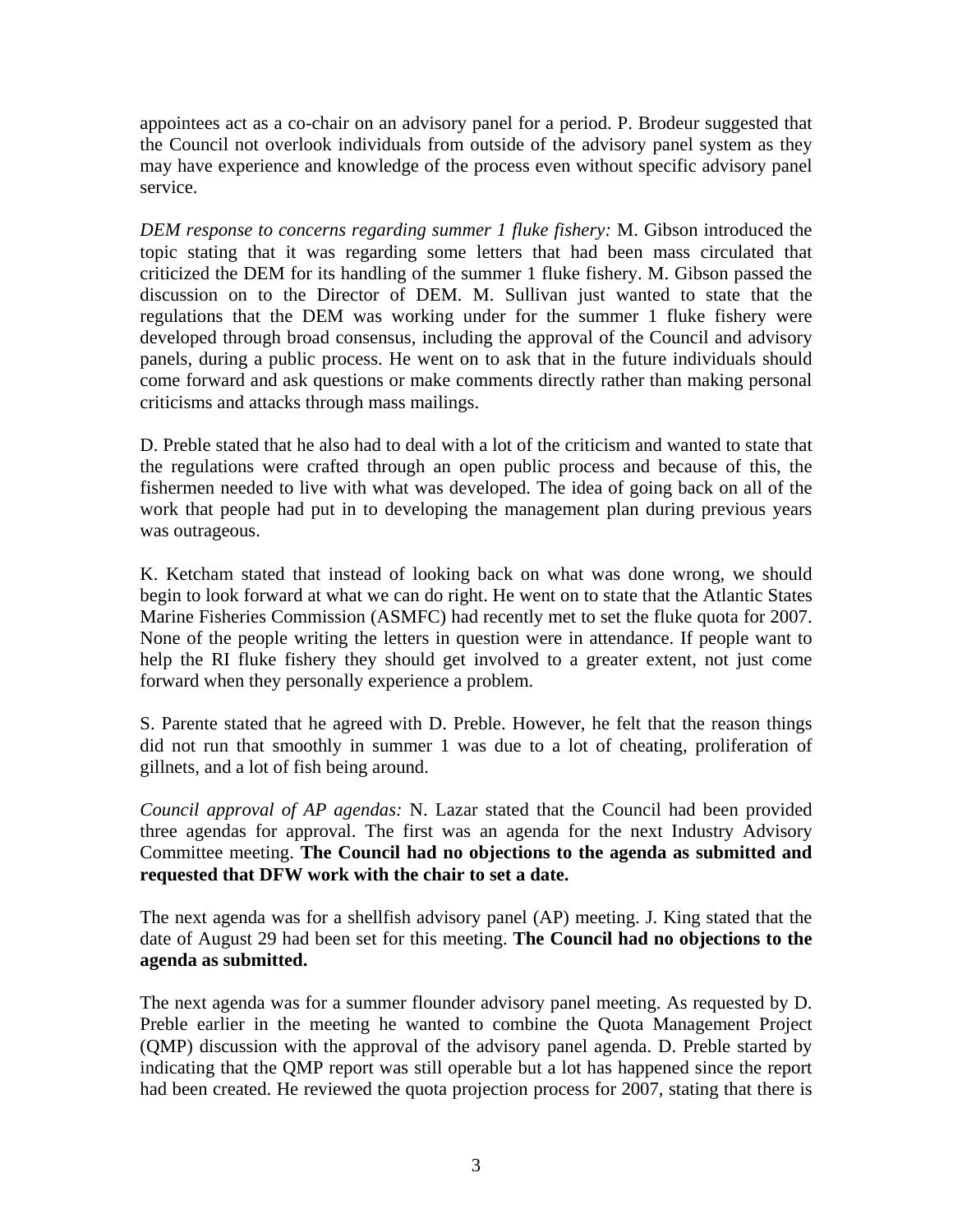appointees act as a co-chair on an advisory panel for a period. P. Brodeur suggested that the Council not overlook individuals from outside of the advisory panel system as they may have experience and knowledge of the process even without specific advisory panel service.

*DEM response to concerns regarding summer 1 fluke fishery:* M. Gibson introduced the topic stating that it was regarding some letters that had been mass circulated that criticized the DEM for its handling of the summer 1 fluke fishery. M. Gibson passed the discussion on to the Director of DEM. M. Sullivan just wanted to state that the regulations that the DEM was working under for the summer 1 fluke fishery were developed through broad consensus, including the approval of the Council and advisory panels, during a public process. He went on to ask that in the future individuals should come forward and ask questions or make comments directly rather than making personal criticisms and attacks through mass mailings.

D. Preble stated that he also had to deal with a lot of the criticism and wanted to state that the regulations were crafted through an open public process and because of this, the fishermen needed to live with what was developed. The idea of going back on all of the work that people had put in to developing the management plan during previous years was outrageous.

K. Ketcham stated that instead of looking back on what was done wrong, we should begin to look forward at what we can do right. He went on to state that the Atlantic States Marine Fisheries Commission (ASMFC) had recently met to set the fluke quota for 2007. None of the people writing the letters in question were in attendance. If people want to help the RI fluke fishery they should get involved to a greater extent, not just come forward when they personally experience a problem.

S. Parente stated that he agreed with D. Preble. However, he felt that the reason things did not run that smoothly in summer 1 was due to a lot of cheating, proliferation of gillnets, and a lot of fish being around.

*Council approval of AP agendas:* N. Lazar stated that the Council had been provided three agendas for approval. The first was an agenda for the next Industry Advisory Committee meeting. **The Council had no objections to the agenda as submitted and requested that DFW work with the chair to set a date.**

The next agenda was for a shellfish advisory panel (AP) meeting. J. King stated that the date of August 29 had been set for this meeting. **The Council had no objections to the agenda as submitted.**

The next agenda was for a summer flounder advisory panel meeting. As requested by D. Preble earlier in the meeting he wanted to combine the Quota Management Project (QMP) discussion with the approval of the advisory panel agenda. D. Preble started by indicating that the QMP report was still operable but a lot has happened since the report had been created. He reviewed the quota projection process for 2007, stating that there is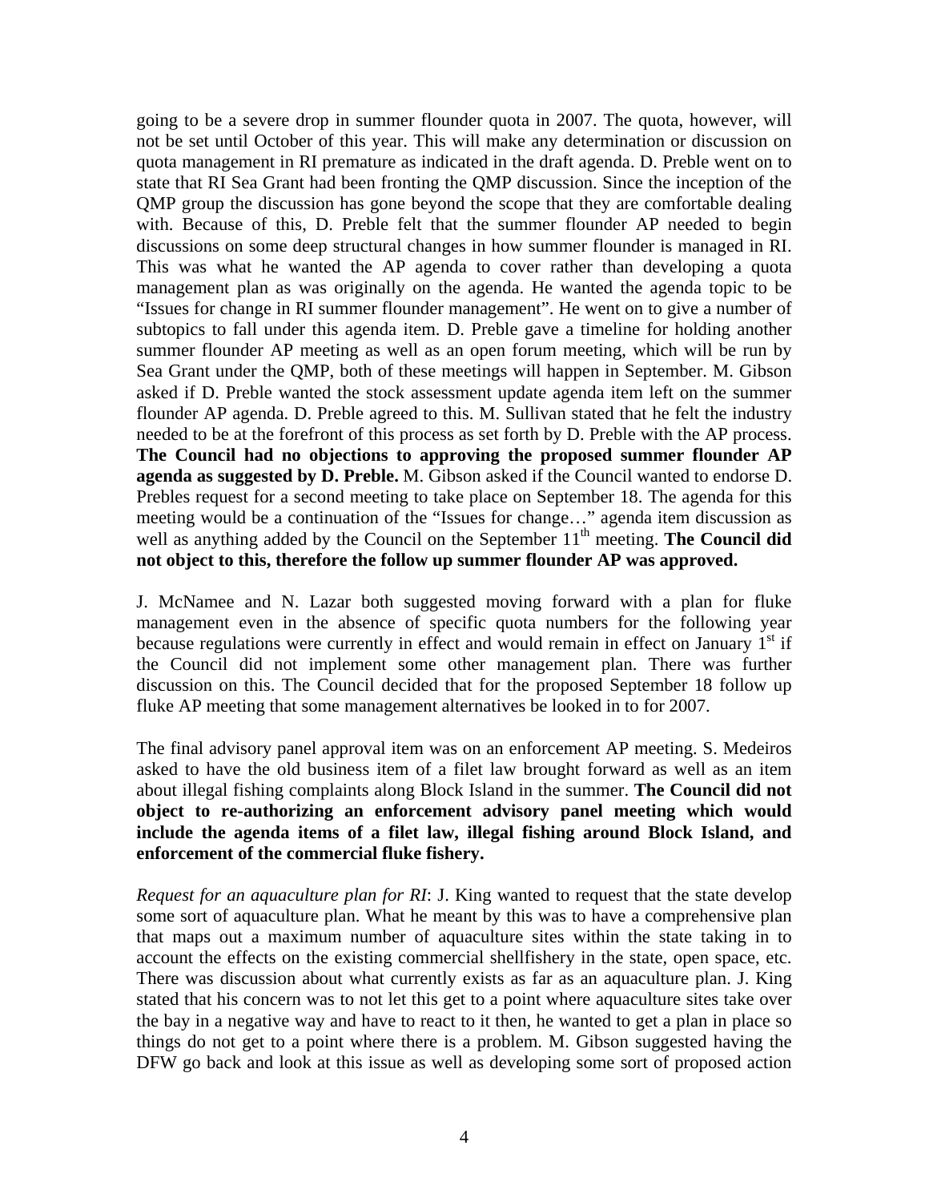going to be a severe drop in summer flounder quota in 2007. The quota, however, will not be set until October of this year. This will make any determination or discussion on quota management in RI premature as indicated in the draft agenda. D. Preble went on to state that RI Sea Grant had been fronting the QMP discussion. Since the inception of the QMP group the discussion has gone beyond the scope that they are comfortable dealing with. Because of this, D. Preble felt that the summer flounder AP needed to begin discussions on some deep structural changes in how summer flounder is managed in RI. This was what he wanted the AP agenda to cover rather than developing a quota management plan as was originally on the agenda. He wanted the agenda topic to be "Issues for change in RI summer flounder management". He went on to give a number of subtopics to fall under this agenda item. D. Preble gave a timeline for holding another summer flounder AP meeting as well as an open forum meeting, which will be run by Sea Grant under the QMP, both of these meetings will happen in September. M. Gibson asked if D. Preble wanted the stock assessment update agenda item left on the summer flounder AP agenda. D. Preble agreed to this. M. Sullivan stated that he felt the industry needed to be at the forefront of this process as set forth by D. Preble with the AP process. **The Council had no objections to approving the proposed summer flounder AP agenda as suggested by D. Preble.** M. Gibson asked if the Council wanted to endorse D. Prebles request for a second meeting to take place on September 18. The agenda for this meeting would be a continuation of the "Issues for change…" agenda item discussion as well as anything added by the Council on the September 11th meeting. **The Council did not object to this, therefore the follow up summer flounder AP was approved.**

J. McNamee and N. Lazar both suggested moving forward with a plan for fluke management even in the absence of specific quota numbers for the following year because regulations were currently in effect and would remain in effect on January 1st if the Council did not implement some other management plan. There was further discussion on this. The Council decided that for the proposed September 18 follow up fluke AP meeting that some management alternatives be looked in to for 2007.

The final advisory panel approval item was on an enforcement AP meeting. S. Medeiros asked to have the old business item of a filet law brought forward as well as an item about illegal fishing complaints along Block Island in the summer. **The Council did not object to re-authorizing an enforcement advisory panel meeting which would include the agenda items of a filet law, illegal fishing around Block Island, and enforcement of the commercial fluke fishery.**

*Request for an aquaculture plan for RI*: J. King wanted to request that the state develop some sort of aquaculture plan. What he meant by this was to have a comprehensive plan that maps out a maximum number of aquaculture sites within the state taking in to account the effects on the existing commercial shellfishery in the state, open space, etc. There was discussion about what currently exists as far as an aquaculture plan. J. King stated that his concern was to not let this get to a point where aquaculture sites take over the bay in a negative way and have to react to it then, he wanted to get a plan in place so things do not get to a point where there is a problem. M. Gibson suggested having the DFW go back and look at this issue as well as developing some sort of proposed action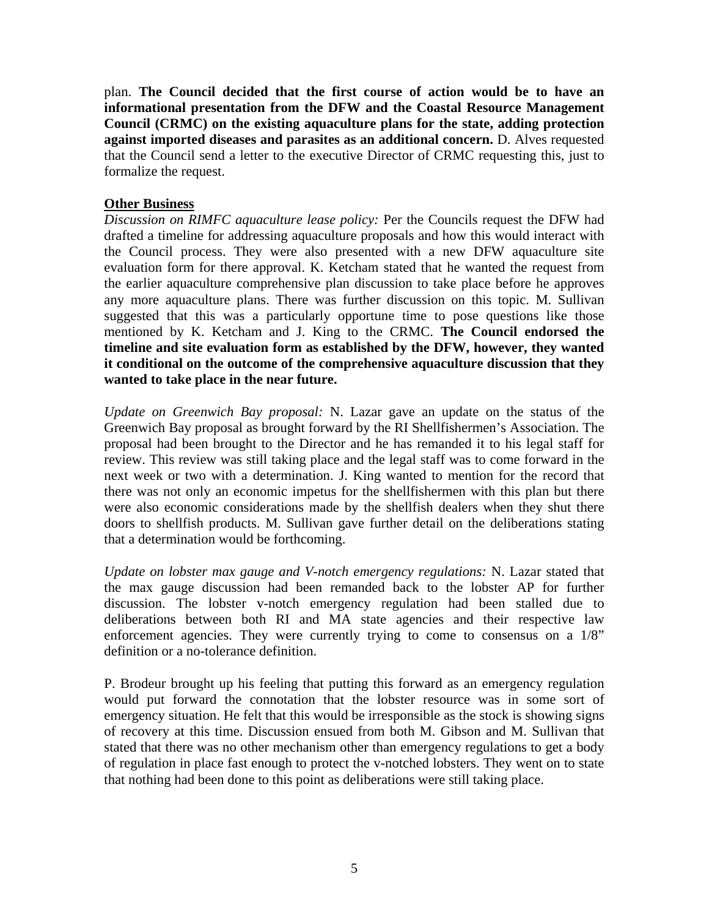plan. **The Council decided that the first course of action would be to have an informational presentation from the DFW and the Coastal Resource Management Council (CRMC) on the existing aquaculture plans for the state, adding protection against imported diseases and parasites as an additional concern.** D. Alves requested that the Council send a letter to the executive Director of CRMC requesting this, just to formalize the request.

**Other Business**

*Discussion on RIMFC aquaculture lease policy:* Per the Councils request the DFW had drafted a timeline for addressing aquaculture proposals and how this would interact with the Council process. They were also presented with a new DFW aquaculture site evaluation form for there approval. K. Ketcham stated that he wanted the request from the earlier aquaculture comprehensive plan discussion to take place before he approves any more aquaculture plans. There was further discussion on this topic. M. Sullivan suggested that this was a particularly opportune time to pose questions like those mentioned by K. Ketcham and J. King to the CRMC. **The Council endorsed the timeline and site evaluation form as established by the DFW, however, they wanted it conditional on the outcome of the comprehensive aquaculture discussion that they wanted to take place in the near future.**

*Update on Greenwich Bay proposal:* N. Lazar gave an update on the status of the Greenwich Bay proposal as brought forward by the RI Shellfishermen's Association. The proposal had been brought to the Director and he has remanded it to his legal staff for review. This review was still taking place and the legal staff was to come forward in the next week or two with a determination. J. King wanted to mention for the record that there was not only an economic impetus for the shellfishermen with this plan but there were also economic considerations made by the shellfish dealers when they shut there doors to shellfish products. M. Sullivan gave further detail on the deliberations stating that a determination would be forthcoming.

*Update on lobster max gauge and V-notch emergency regulations:* N. Lazar stated that the max gauge discussion had been remanded back to the lobster AP for further discussion. The lobster v-notch emergency regulation had been stalled due to deliberations between both RI and MA state agencies and their respective law enforcement agencies. They were currently trying to come to consensus on a 1/8" definition or a no-tolerance definition.

P. Brodeur brought up his feeling that putting this forward as an emergency regulation would put forward the connotation that the lobster resource was in some sort of emergency situation. He felt that this would be irresponsible as the stock is showing signs of recovery at this time. Discussion ensued from both M. Gibson and M. Sullivan that stated that there was no other mechanism other than emergency regulations to get a body of regulation in place fast enough to protect the v-notched lobsters. They went on to state that nothing had been done to this point as deliberations were still taking place.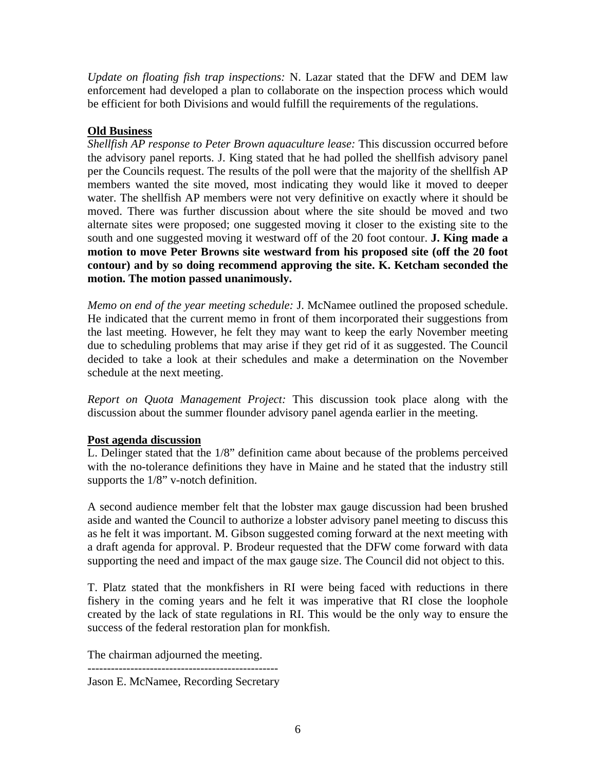*Update on floating fish trap inspections:* N. Lazar stated that the DFW and DEM law enforcement had developed a plan to collaborate on the inspection process which would be efficient for both Divisions and would fulfill the requirements of the regulations.

**Old Business**

*Shellfish AP response to Peter Brown aquaculture lease:* This discussion occurred before the advisory panel reports. J. King stated that he had polled the shellfish advisory panel per the Councils request. The results of the poll were that the majority of the shellfish AP members wanted the site moved, most indicating they would like it moved to deeper water. The shellfish AP members were not very definitive on exactly where it should be moved. There was further discussion about where the site should be moved and two alternate sites were proposed; one suggested moving it closer to the existing site to the south and one suggested moving it westward off of the 20 foot contour. **J. King made a motion to move Peter Browns site westward from his proposed site (off the 20 foot contour) and by so doing recommend approving the site. K. Ketcham seconded the motion. The motion passed unanimously.**

*Memo on end of the year meeting schedule:* J. McNamee outlined the proposed schedule. He indicated that the current memo in front of them incorporated their suggestions from the last meeting. However, he felt they may want to keep the early November meeting due to scheduling problems that may arise if they get rid of it as suggested. The Council decided to take a look at their schedules and make a determination on the November schedule at the next meeting.

*Report on Quota Management Project:* This discussion took place along with the discussion about the summer flounder advisory panel agenda earlier in the meeting.

**Post agenda discussion**

L. Delinger stated that the 1/8" definition came about because of the problems perceived with the no-tolerance definitions they have in Maine and he stated that the industry still supports the 1/8" v-notch definition.

A second audience member felt that the lobster max gauge discussion had been brushed aside and wanted the Council to authorize a lobster advisory panel meeting to discuss this as he felt it was important. M. Gibson suggested coming forward at the next meeting with a draft agenda for approval. P. Brodeur requested that the DFW come forward with data supporting the need and impact of the max gauge size. The Council did not object to this.

T. Platz stated that the monkfishers in RI were being faced with reductions in there fishery in the coming years and he felt it was imperative that RI close the loophole created by the lack of state regulations in RI. This would be the only way to ensure the success of the federal restoration plan for monkfish.

The chairman adjourned the meeting.

-------------------------------------------------

Jason E. McNamee, Recording Secretary